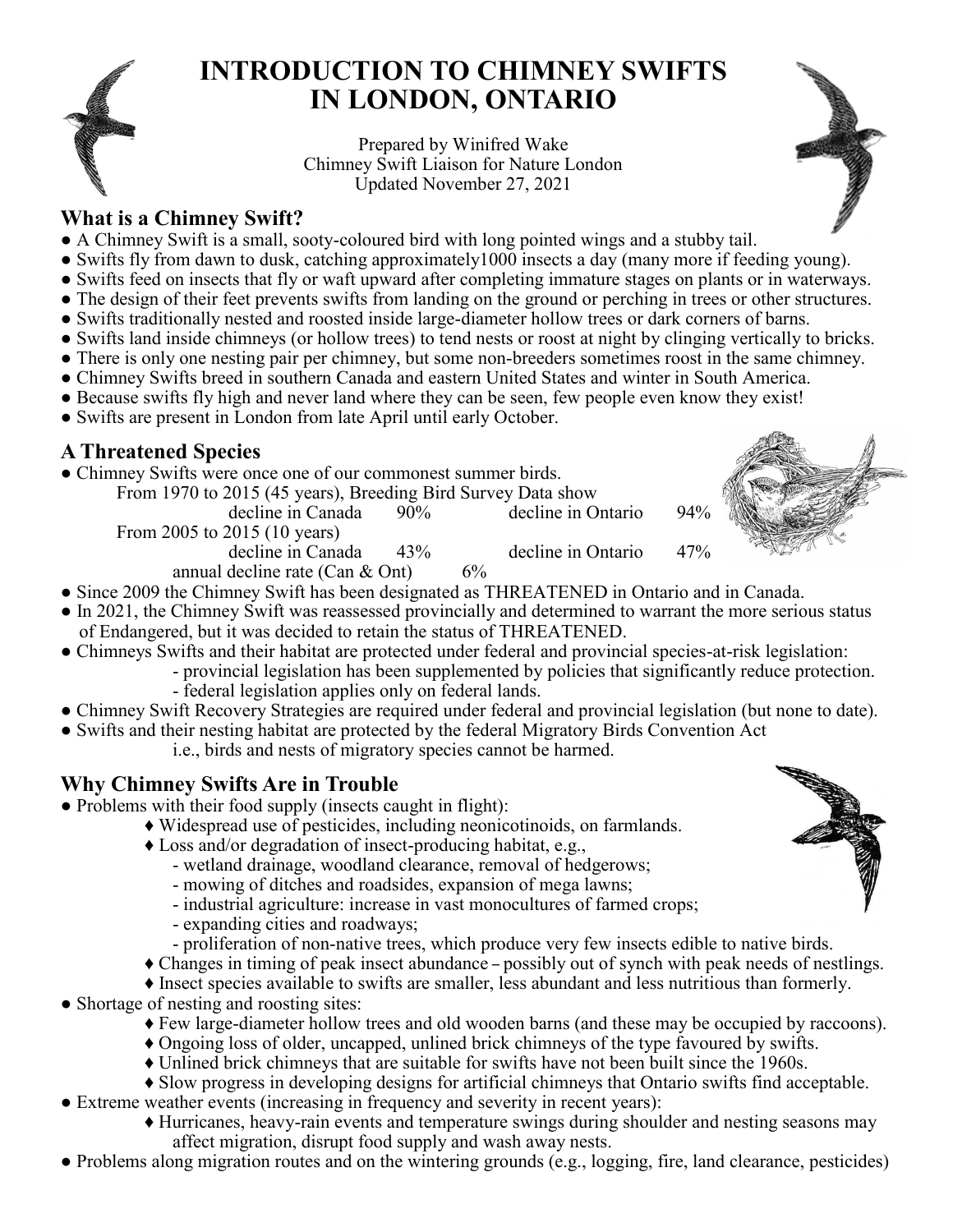# INTRODUCTION TO CHIMNEY SWIFTS IN LONDON, ONTARIO

Prepared by Winifred Wake
Chimney Swift Liaison for Nature London
Updated November 27, 2021

## What is a Chimney Swift?

- A Chimney Swift is a small, sooty-coloured bird with long pointed wings and a stubby tail.
- Swifts fly from dawn to dusk, catching approximately1000 insects a day (many more if feeding young).
- Swifts feed on insects that fly or waft upward after completing immature stages on plants or in waterways.
- The design of their feet prevents swifts from landing on the ground or perching in trees or other structures.
- Swifts traditionally nested and roosted inside large-diameter hollow trees or dark corners of barns.
- Swifts land inside chimneys (or hollow trees) to tend nests or roost at night by clinging vertically to bricks.
- There is only one nesting pair per chimney, but some non-breeders sometimes roost in the same chimney.
- Chimney Swifts breed in southern Canada and eastern United States and winter in South America.
- Because swifts fly high and never land where they can be seen, few people even know they exist!
- Swifts are present in London from late April until early October.

## A Threatened Species

- Chimney Swifts were once one of our commonest summer birds.

  From 1970 to 2015 (45 years), Breeding Bird Survey Data show
  decline in Canada 90% decline in Ontario 94%

  From 2005 to 2015 (10 years)
  decline in Canada 43% decline in Ontario 47%
  annual decline rate (Can & Ont) 6%

- Since 2009 the Chimney Swift has been designated as THREATENED in Ontario and in Canada.
- In 2021, the Chimney Swift was reassessed provincially and determined to warrant the more serious status of Endangered, but it was decided to retain the status of THREATENED.
- Chimneys Swifts and their habitat are protected under federal and provincial species-at-risk legislation:
  - provincial legislation has been supplemented by policies that significantly reduce protection.
  - federal legislation applies only on federal lands.
- Chimney Swift Recovery Strategies are required under federal and provincial legislation (but none to date).
- Swifts and their nesting habitat are protected by the federal Migratory Birds Convention Act
  i.e., birds and nests of migratory species cannot be harmed.

## Why Chimney Swifts Are in Trouble

- Problems with their food supply (insects caught in flight):
  - ♦ Widespread use of pesticides, including neonicotinoids, on farmlands.
  - ♦ Loss and/or degradation of insect-producing habitat, e.g.,
    - wetland drainage, woodland clearance, removal of hedgerows;
    - mowing of ditches and roadsides, expansion of mega lawns;
    - industrial agriculture: increase in vast monocultures of farmed crops;
    - expanding cities and roadways;
    - proliferation of non-native trees, which produce very few insects edible to native birds.
  - ♦ Changes in timing of peak insect abundance – possibly out of synch with peak needs of nestlings.
  - ♦ Insect species available to swifts are smaller, less abundant and less nutritious than formerly.
- Shortage of nesting and roosting sites:
  - ♦ Few large-diameter hollow trees and old wooden barns (and these may be occupied by raccoons).
  - ♦ Ongoing loss of older, uncapped, unlined brick chimneys of the type favoured by swifts.
  - ♦ Unlined brick chimneys that are suitable for swifts have not been built since the 1960s.
  - ♦ Slow progress in developing designs for artificial chimneys that Ontario swifts find acceptable.
- Extreme weather events (increasing in frequency and severity in recent years):
  - ♦ Hurricanes, heavy-rain events and temperature swings during shoulder and nesting seasons may affect migration, disrupt food supply and wash away nests.
- Problems along migration routes and on the wintering grounds (e.g., logging, fire, land clearance, pesticides)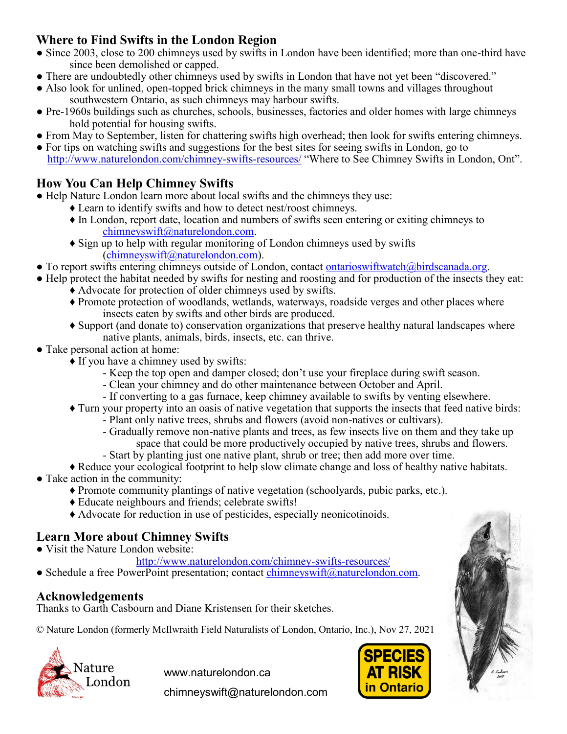## Where to Find Swifts in the London Region

- Since 2003, close to 200 chimneys used by swifts in London have been identified; more than one-third have since been demolished or capped.
- There are undoubtedly other chimneys used by swifts in London that have not yet been "discovered."
- Also look for unlined, open-topped brick chimneys in the many small towns and villages throughout southwestern Ontario, as such chimneys may harbour swifts.
- Pre-1960s buildings such as churches, schools, businesses, factories and older homes with large chimneys hold potential for housing swifts.
- From May to September, listen for chattering swifts high overhead; then look for swifts entering chimneys.
- For tips on watching swifts and suggestions for the best sites for seeing swifts in London, go to http://www.naturelondon.com/chimney-swifts-resources/ "Where to See Chimney Swifts in London, Ont".

## How You Can Help Chimney Swifts

- Help Nature London learn more about local swifts and the chimneys they use:
  - ♦ Learn to identify swifts and how to detect nest/roost chimneys.
  - ♦ In London, report date, location and numbers of swifts seen entering or exiting chimneys to chimneyswift@naturelondon.com.
  - ♦ Sign up to help with regular monitoring of London chimneys used by swifts (chimneyswift@naturelondon.com).
- To report swifts entering chimneys outside of London, contact ontarioswiftwatch@birdscanada.org.
- Help protect the habitat needed by swifts for nesting and roosting and for production of the insects they eat:
  - ♦ Advocate for protection of older chimneys used by swifts.
  - ♦ Promote protection of woodlands, wetlands, waterways, roadside verges and other places where insects eaten by swifts and other birds are produced.
  - ♦ Support (and donate to) conservation organizations that preserve healthy natural landscapes where native plants, animals, birds, insects, etc. can thrive.
- Take personal action at home:
  - ♦ If you have a chimney used by swifts:
    - Keep the top open and damper closed; don't use your fireplace during swift season.
    - Clean your chimney and do other maintenance between October and April.
    - If converting to a gas furnace, keep chimney available to swifts by venting elsewhere.
  - ♦ Turn your property into an oasis of native vegetation that supports the insects that feed native birds:
    - Plant only native trees, shrubs and flowers (avoid non-natives or cultivars).
    - Gradually remove non-native plants and trees, as few insects live on them and they take up space that could be more productively occupied by native trees, shrubs and flowers.
    - Start by planting just one native plant, shrub or tree; then add more over time.
  - ♦ Reduce your ecological footprint to help slow climate change and loss of healthy native habitats.
- Take action in the community:
  - ♦ Promote community plantings of native vegetation (schoolyards, pubic parks, etc.).
  - ♦ Educate neighbours and friends; celebrate swifts!
  - ♦ Advocate for reduction in use of pesticides, especially neonicotinoids.

## Learn More about Chimney Swifts

- Visit the Nature London website:
  http://www.naturelondon.com/chimney-swifts-resources/
- Schedule a free PowerPoint presentation; contact chimneyswift@naturelondon.com.

## Acknowledgements

Thanks to Garth Casbourn and Diane Kristensen for their sketches.

© Nature London (formerly McIlwraith Field Naturalists of London, Ontario, Inc.), Nov 27, 2021

Nature London

www.naturelondon.ca

chimneyswift@naturelondon.com

SPECIES AT RISK in Ontario